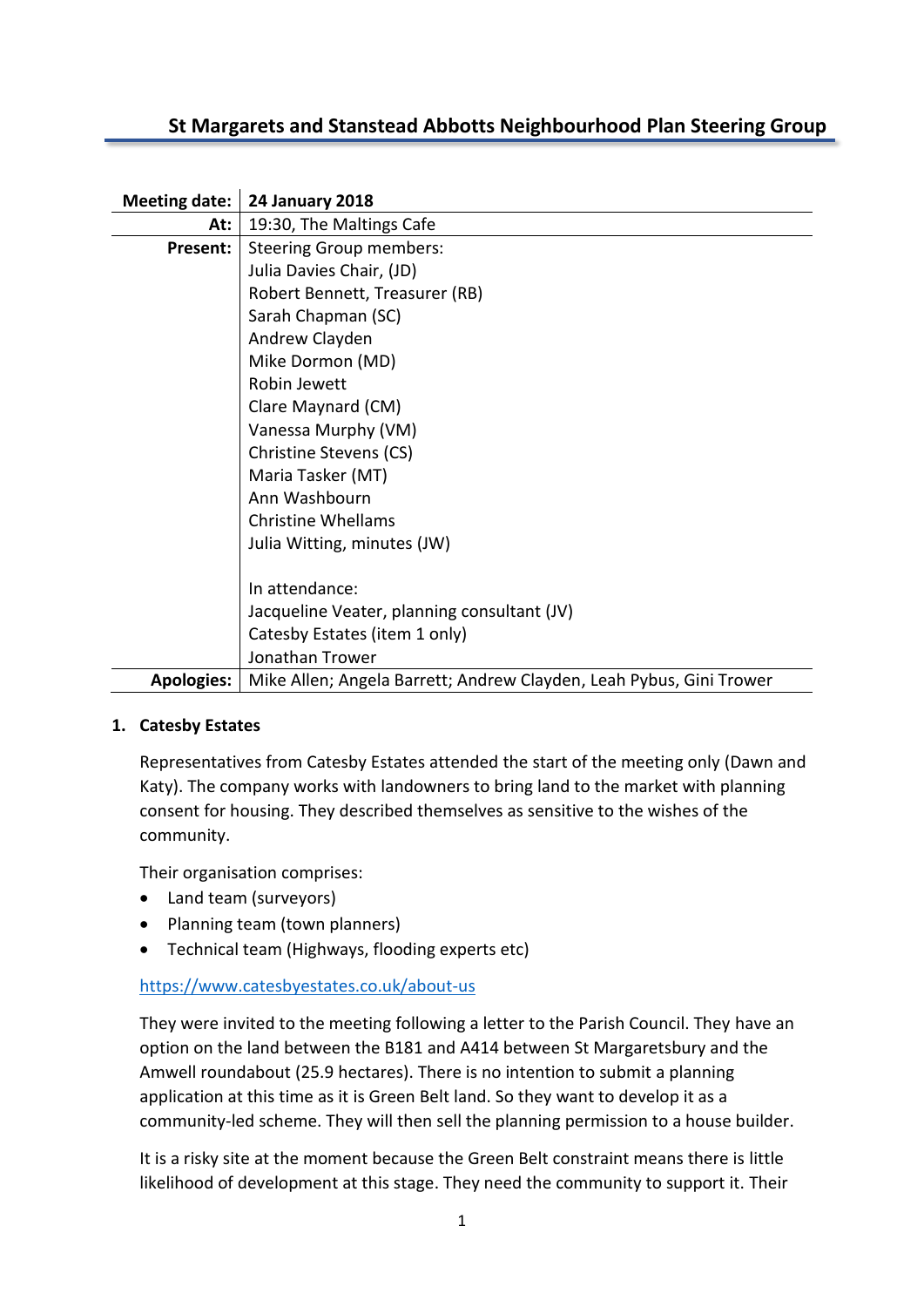## St Margarets and Stanstead Abbotts Neighbourhood Plan Steering Group

| | |
|---|---|
| **Meeting date:** | **24 January 2018** |
| **At:** | 19:30, The Maltings Cafe |
| **Present:** | Steering Group members:<br>Julia Davies Chair, (JD)<br>Robert Bennett, Treasurer (RB)<br>Sarah Chapman (SC)<br>Andrew Clayden<br>Mike Dormon (MD)<br>Robin Jewett<br>Clare Maynard (CM)<br>Vanessa Murphy (VM)<br>Christine Stevens (CS)<br>Maria Tasker (MT)<br>Ann Washbourn<br>Christine Whellams<br>Julia Witting, minutes (JW)<br><br>In attendance:<br>Jacqueline Veater, planning consultant (JV)<br>Catesby Estates (item 1 only)<br>Jonathan Trower |
| **Apologies:** | Mike Allen; Angela Barrett; Andrew Clayden, Leah Pybus, Gini Trower |

**1. Catesby Estates**

Representatives from Catesby Estates attended the start of the meeting only (Dawn and Katy). The company works with landowners to bring land to the market with planning consent for housing. They described themselves as sensitive to the wishes of the community.

Their organisation comprises:

- Land team (surveyors)
- Planning team (town planners)
- Technical team (Highways, flooding experts etc)

https://www.catesbyestates.co.uk/about-us

They were invited to the meeting following a letter to the Parish Council. They have an option on the land between the B181 and A414 between St Margaretsbury and the Amwell roundabout (25.9 hectares). There is no intention to submit a planning application at this time as it is Green Belt land. So they want to develop it as a community-led scheme. They will then sell the planning permission to a house builder.

It is a risky site at the moment because the Green Belt constraint means there is little likelihood of development at this stage. They need the community to support it. Their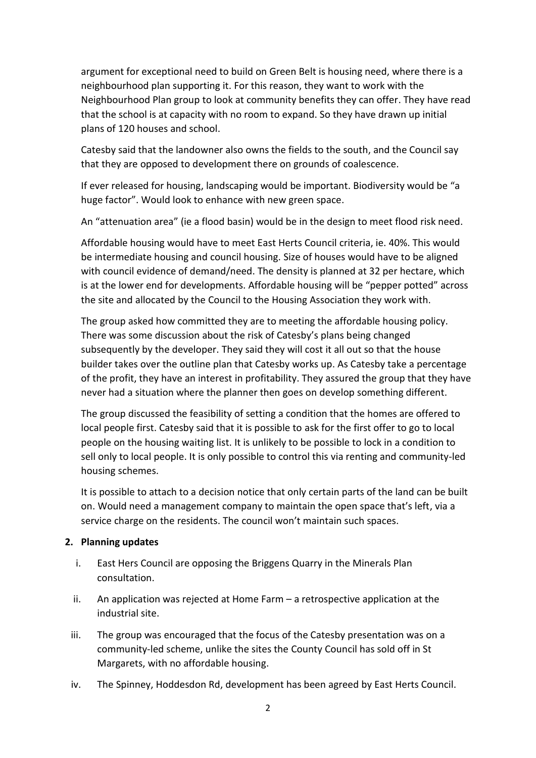argument for exceptional need to build on Green Belt is housing need, where there is a neighbourhood plan supporting it. For this reason, they want to work with the Neighbourhood Plan group to look at community benefits they can offer. They have read that the school is at capacity with no room to expand. So they have drawn up initial plans of 120 houses and school.

Catesby said that the landowner also owns the fields to the south, and the Council say that they are opposed to development there on grounds of coalescence.

If ever released for housing, landscaping would be important. Biodiversity would be "a huge factor". Would look to enhance with new green space.

An "attenuation area" (ie a flood basin) would be in the design to meet flood risk need.

Affordable housing would have to meet East Herts Council criteria, ie. 40%. This would be intermediate housing and council housing. Size of houses would have to be aligned with council evidence of demand/need. The density is planned at 32 per hectare, which is at the lower end for developments. Affordable housing will be "pepper potted" across the site and allocated by the Council to the Housing Association they work with.

The group asked how committed they are to meeting the affordable housing policy. There was some discussion about the risk of Catesby's plans being changed subsequently by the developer. They said they will cost it all out so that the house builder takes over the outline plan that Catesby works up. As Catesby take a percentage of the profit, they have an interest in profitability. They assured the group that they have never had a situation where the planner then goes on develop something different.

The group discussed the feasibility of setting a condition that the homes are offered to local people first. Catesby said that it is possible to ask for the first offer to go to local people on the housing waiting list. It is unlikely to be possible to lock in a condition to sell only to local people. It is only possible to control this via renting and community-led housing schemes.

It is possible to attach to a decision notice that only certain parts of the land can be built on. Would need a management company to maintain the open space that's left, via a service charge on the residents. The council won't maintain such spaces.

**2. Planning updates**

i. East Hers Council are opposing the Briggens Quarry in the Minerals Plan consultation.

ii. An application was rejected at Home Farm – a retrospective application at the industrial site.

iii. The group was encouraged that the focus of the Catesby presentation was on a community-led scheme, unlike the sites the County Council has sold off in St Margarets, with no affordable housing.

iv. The Spinney, Hoddesdon Rd, development has been agreed by East Herts Council.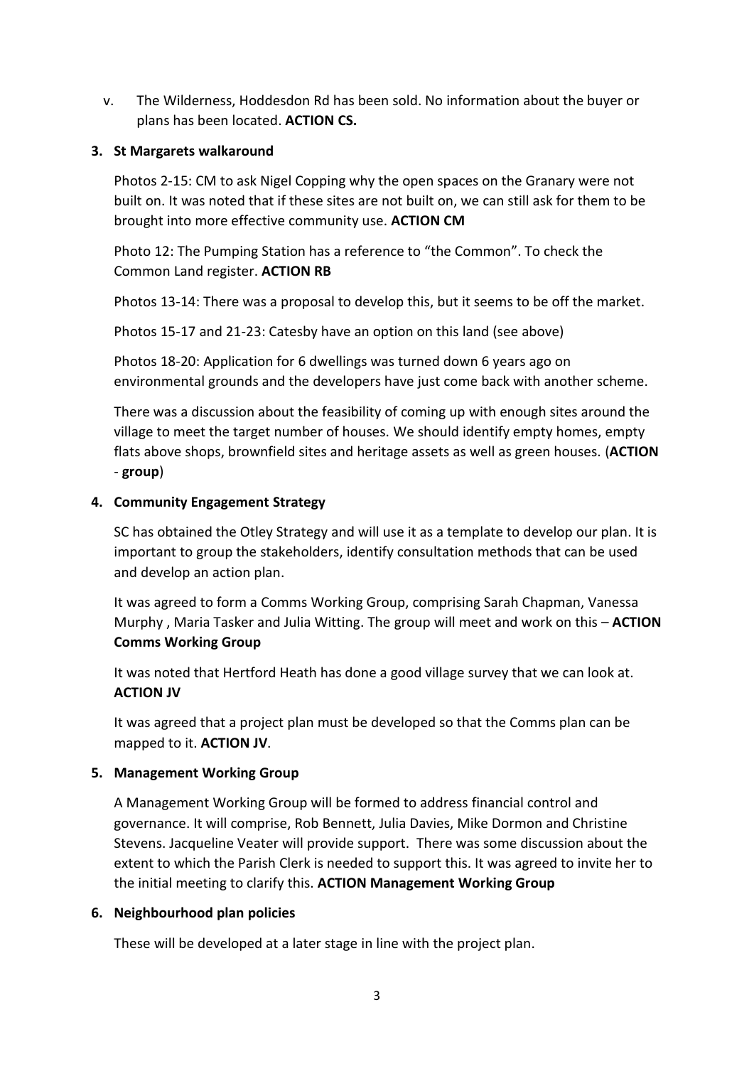v. The Wilderness, Hoddesdon Rd has been sold. No information about the buyer or plans has been located. **ACTION CS.**

**3. St Margarets walkaround**

Photos 2-15: CM to ask Nigel Copping why the open spaces on the Granary were not built on. It was noted that if these sites are not built on, we can still ask for them to be brought into more effective community use. **ACTION CM**

Photo 12: The Pumping Station has a reference to "the Common". To check the Common Land register. **ACTION RB**

Photos 13-14: There was a proposal to develop this, but it seems to be off the market.

Photos 15-17 and 21-23: Catesby have an option on this land (see above)

Photos 18-20: Application for 6 dwellings was turned down 6 years ago on environmental grounds and the developers have just come back with another scheme.

There was a discussion about the feasibility of coming up with enough sites around the village to meet the target number of houses. We should identify empty homes, empty flats above shops, brownfield sites and heritage assets as well as green houses. (**ACTION** - **group**)

**4. Community Engagement Strategy**

SC has obtained the Otley Strategy and will use it as a template to develop our plan. It is important to group the stakeholders, identify consultation methods that can be used and develop an action plan.

It was agreed to form a Comms Working Group, comprising Sarah Chapman, Vanessa Murphy , Maria Tasker and Julia Witting. The group will meet and work on this – **ACTION Comms Working Group**

It was noted that Hertford Heath has done a good village survey that we can look at. **ACTION JV**

It was agreed that a project plan must be developed so that the Comms plan can be mapped to it. **ACTION JV**.

**5. Management Working Group**

A Management Working Group will be formed to address financial control and governance. It will comprise, Rob Bennett, Julia Davies, Mike Dormon and Christine Stevens. Jacqueline Veater will provide support. There was some discussion about the extent to which the Parish Clerk is needed to support this. It was agreed to invite her to the initial meeting to clarify this. **ACTION Management Working Group**

**6. Neighbourhood plan policies**

These will be developed at a later stage in line with the project plan.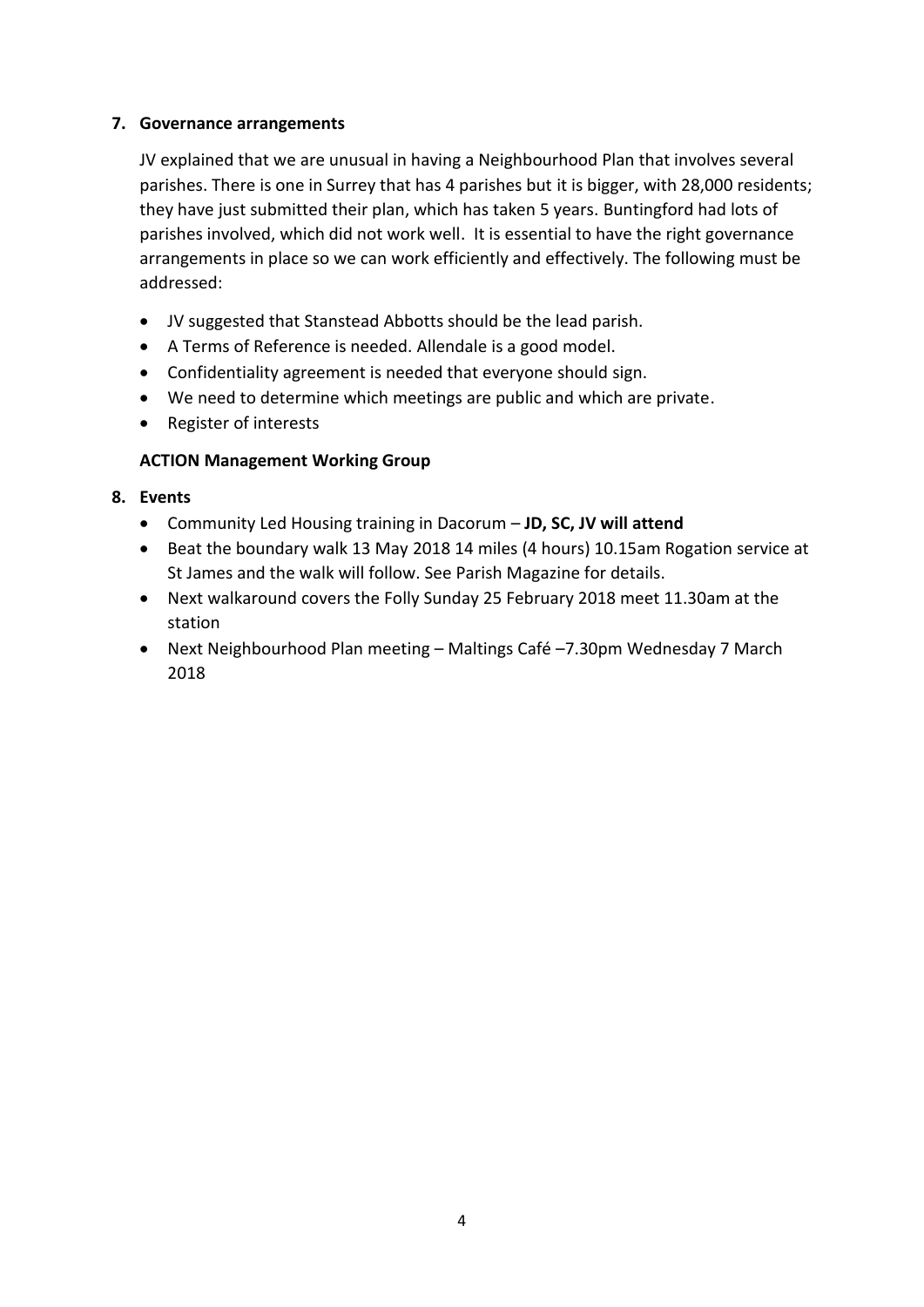## 7. Governance arrangements

JV explained that we are unusual in having a Neighbourhood Plan that involves several parishes. There is one in Surrey that has 4 parishes but it is bigger, with 28,000 residents; they have just submitted their plan, which has taken 5 years. Buntingford had lots of parishes involved, which did not work well. It is essential to have the right governance arrangements in place so we can work efficiently and effectively. The following must be addressed:

- JV suggested that Stanstead Abbotts should be the lead parish.
- A Terms of Reference is needed. Allendale is a good model.
- Confidentiality agreement is needed that everyone should sign.
- We need to determine which meetings are public and which are private.
- Register of interests

**ACTION Management Working Group**

## 8. Events

- Community Led Housing training in Dacorum – **JD, SC, JV will attend**
- Beat the boundary walk 13 May 2018 14 miles (4 hours) 10.15am Rogation service at St James and the walk will follow. See Parish Magazine for details.
- Next walkaround covers the Folly Sunday 25 February 2018 meet 11.30am at the station
- Next Neighbourhood Plan meeting – Maltings Café –7.30pm Wednesday 7 March 2018